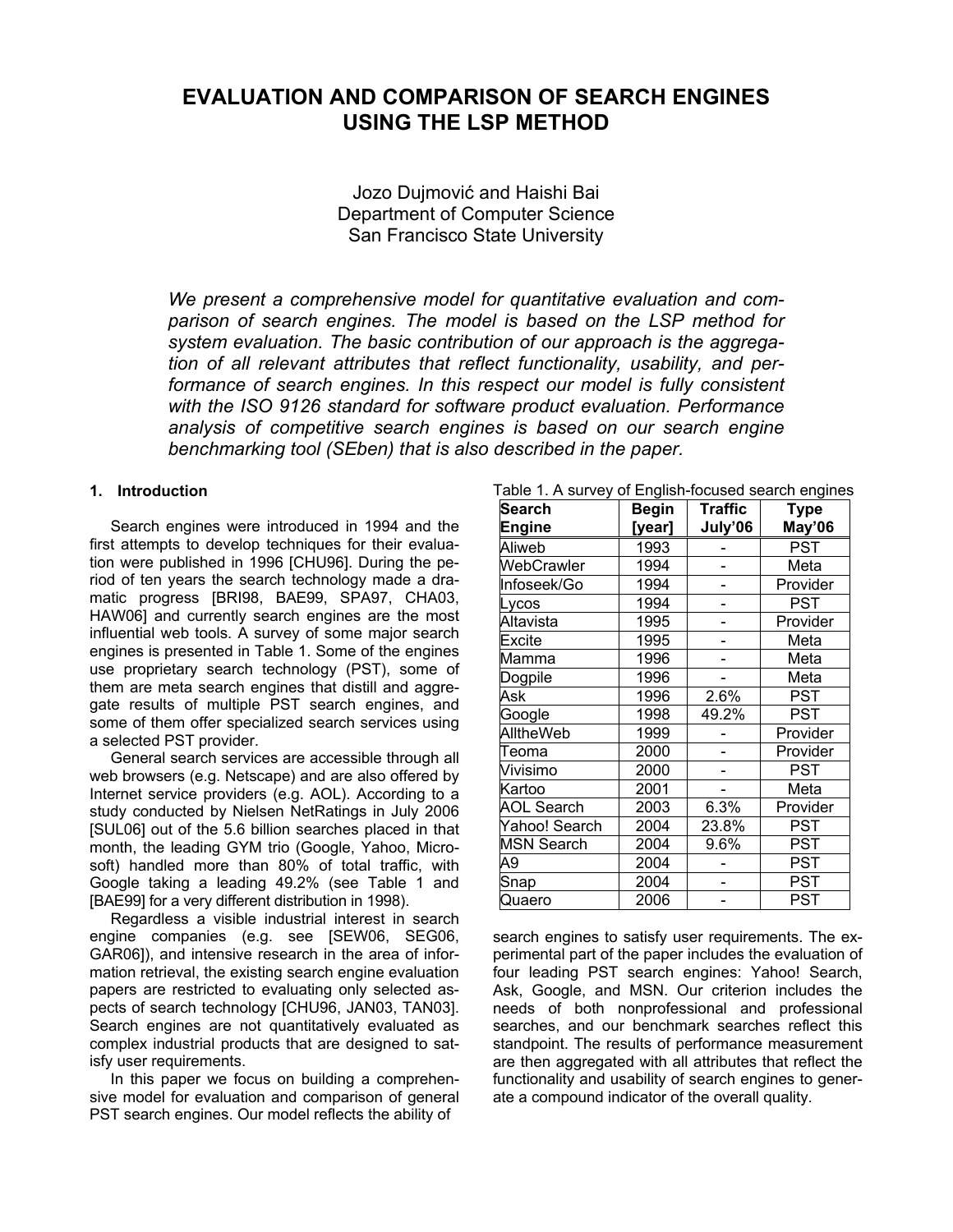# EVALUATION AND COMPARISON OF SEARCH ENGINES USING THE LSP METHOD

Jozo Dujmović and Haishi Bai
Department of Computer Science
San Francisco State University

*We present a comprehensive model for quantitative evaluation and comparison of search engines. The model is based on the LSP method for system evaluation. The basic contribution of our approach is the aggregation of all relevant attributes that reflect functionality, usability, and performance of search engines. In this respect our model is fully consistent with the ISO 9126 standard for software product evaluation. Performance analysis of competitive search engines is based on our search engine benchmarking tool (SEben) that is also described in the paper.*

## 1. Introduction

Search engines were introduced in 1994 and the first attempts to develop techniques for their evaluation were published in 1996 [CHU96]. During the period of ten years the search technology made a dramatic progress [BRI98, BAE99, SPA97, CHA03, HAW06] and currently search engines are the most influential web tools. A survey of some major search engines is presented in Table 1. Some of the engines use proprietary search technology (PST), some of them are meta search engines that distill and aggregate results of multiple PST search engines, and some of them offer specialized search services using a selected PST provider.

General search services are accessible through all web browsers (e.g. Netscape) and are also offered by Internet service providers (e.g. AOL). According to a study conducted by Nielsen NetRatings in July 2006 [SUL06] out of the 5.6 billion searches placed in that month, the leading GYM trio (Google, Yahoo, Microsoft) handled more than 80% of total traffic, with Google taking a leading 49.2% (see Table 1 and [BAE99] for a very different distribution in 1998).

Regardless a visible industrial interest in search engine companies (e.g. see [SEW06, SEG06, GAR06]), and intensive research in the area of information retrieval, the existing search engine evaluation papers are restricted to evaluating only selected aspects of search technology [CHU96, JAN03, TAN03]. Search engines are not quantitatively evaluated as complex industrial products that are designed to satisfy user requirements.

In this paper we focus on building a comprehensive model for evaluation and comparison of general PST search engines. Our model reflects the ability of search engines to satisfy user requirements. The experimental part of the paper includes the evaluation of four leading PST search engines: Yahoo! Search, Ask, Google, and MSN. Our criterion includes the needs of both nonprofessional and professional searches, and our benchmark searches reflect this standpoint. The results of performance measurement are then aggregated with all attributes that reflect the functionality and usability of search engines to generate a compound indicator of the overall quality.

Table 1. A survey of English-focused search engines

| Search Engine | Begin [year] | Traffic July'06 | Type May'06 |
|---|---|---|---|
| Aliweb | 1993 | - | PST |
| WebCrawler | 1994 | - | Meta |
| Infoseek/Go | 1994 | - | Provider |
| Lycos | 1994 | - | PST |
| Altavista | 1995 | - | Provider |
| Excite | 1995 | - | Meta |
| Mamma | 1996 | - | Meta |
| Dogpile | 1996 | - | Meta |
| Ask | 1996 | 2.6% | PST |
| Google | 1998 | 49.2% | PST |
| AlltheWeb | 1999 | - | Provider |
| Teoma | 2000 | - | Provider |
| Vivisimo | 2000 | - | PST |
| Kartoo | 2001 | - | Meta |
| AOL Search | 2003 | 6.3% | Provider |
| Yahoo! Search | 2004 | 23.8% | PST |
| MSN Search | 2004 | 9.6% | PST |
| A9 | 2004 | - | PST |
| Snap | 2004 | - | PST |
| Quaero | 2006 | - | PST |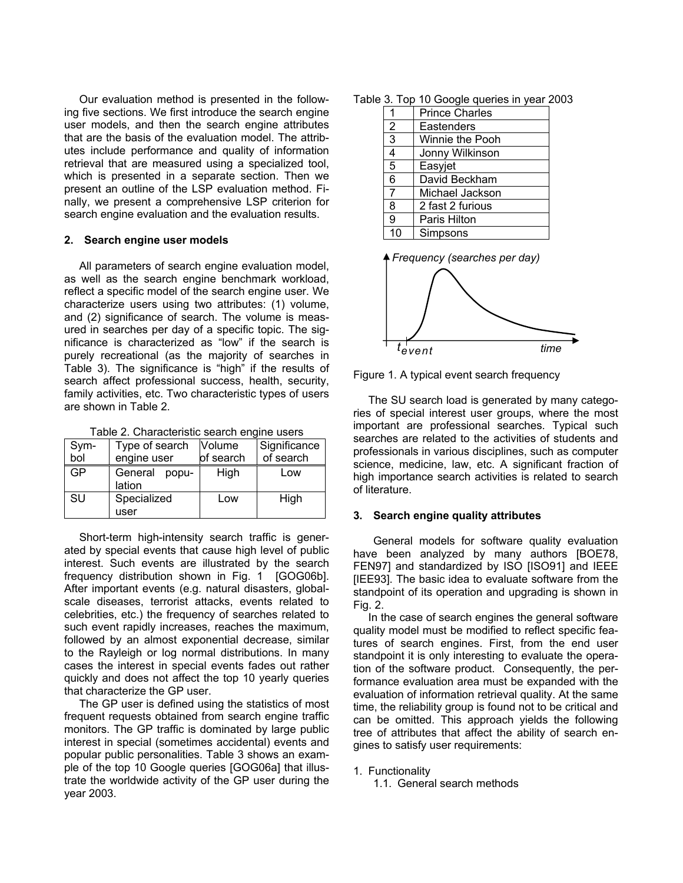Our evaluation method is presented in the following five sections. We first introduce the search engine user models, and then the search engine attributes that are the basis of the evaluation model. The attributes include performance and quality of information retrieval that are measured using a specialized tool, which is presented in a separate section. Then we present an outline of the LSP evaluation method. Finally, we present a comprehensive LSP criterion for search engine evaluation and the evaluation results.

## 2. Search engine user models

All parameters of search engine evaluation model, as well as the search engine benchmark workload, reflect a specific model of the search engine user. We characterize users using two attributes: (1) volume, and (2) significance of search. The volume is measured in searches per day of a specific topic. The significance is characterized as "low" if the search is purely recreational (as the majority of searches in Table 3). The significance is "high" if the results of search affect professional success, health, security, family activities, etc. Two characteristic types of users are shown in Table 2.

Table 2. Characteristic search engine users

| Symbol | Type of search engine user | Volume of search | Significance of search |
|---|---|---|---|
| GP | General population | High | Low |
| SU | Specialized user | Low | High |

Short-term high-intensity search traffic is generated by special events that cause high level of public interest. Such events are illustrated by the search frequency distribution shown in Fig. 1 [GOG06b]. After important events (e.g. natural disasters, global-scale diseases, terrorist attacks, events related to celebrities, etc.) the frequency of searches related to such event rapidly increases, reaches the maximum, followed by an almost exponential decrease, similar to the Rayleigh or log normal distributions. In many cases the interest in special events fades out rather quickly and does not affect the top 10 yearly queries that characterize the GP user.

The GP user is defined using the statistics of most frequent requests obtained from search engine traffic monitors. The GP traffic is dominated by large public interest in special (sometimes accidental) events and popular public personalities. Table 3 shows an example of the top 10 Google queries [GOG06a] that illustrate the worldwide activity of the GP user during the year 2003.

Table 3. Top 10 Google queries in year 2003

| | |
|---|---|
| 1 | Prince Charles |
| 2 | Eastenders |
| 3 | Winnie the Pooh |
| 4 | Jonny Wilkinson |
| 5 | Easyjet |
| 6 | David Beckham |
| 7 | Michael Jackson |
| 8 | 2 fast 2 furious |
| 9 | Paris Hilton |
| 10 | Simpsons |

Figure 1. A typical event search frequency

The SU search load is generated by many categories of special interest user groups, where the most important are professional searches. Typical such searches are related to the activities of students and professionals in various disciplines, such as computer science, medicine, law, etc. A significant fraction of high importance search activities is related to search of literature.

## 3. Search engine quality attributes

General models for software quality evaluation have been analyzed by many authors [BOE78, FEN97] and standardized by ISO [ISO91] and IEEE [IEE93]. The basic idea to evaluate software from the standpoint of its operation and upgrading is shown in Fig. 2.

In the case of search engines the general software quality model must be modified to reflect specific features of search engines. First, from the end user standpoint it is only interesting to evaluate the operation of the software product. Consequently, the performance evaluation area must be expanded with the evaluation of information retrieval quality. At the same time, the reliability group is found not to be critical and can be omitted. This approach yields the following tree of attributes that affect the ability of search engines to satisfy user requirements:

1. Functionality
   1.1. General search methods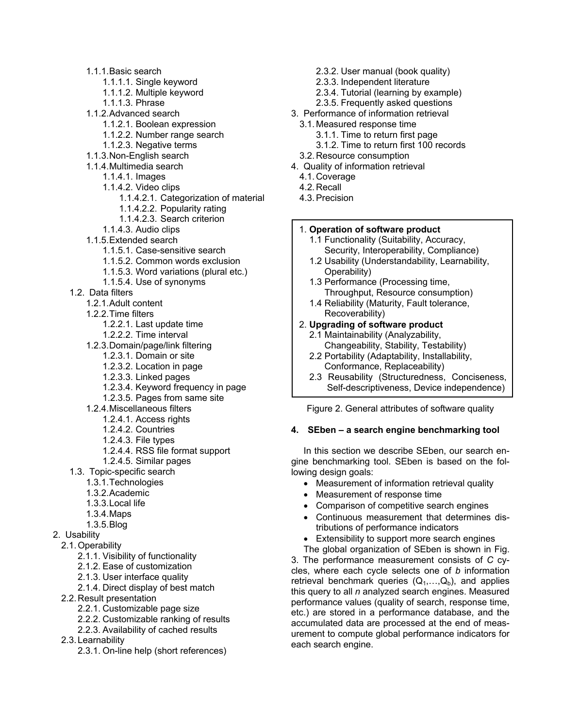- 1.1.1. Basic search
  - 1.1.1.1. Single keyword
  - 1.1.1.2. Multiple keyword
  - 1.1.1.3. Phrase
- 1.1.2. Advanced search
  - 1.1.2.1. Boolean expression
  - 1.1.2.2. Number range search
  - 1.1.2.3. Negative terms
- 1.1.3. Non-English search
- 1.1.4. Multimedia search
  - 1.1.4.1. Images
  - 1.1.4.2. Video clips
    - 1.1.4.2.1. Categorization of material
    - 1.1.4.2.2. Popularity rating
    - 1.1.4.2.3. Search criterion
  - 1.1.4.3. Audio clips
- 1.1.5. Extended search
  - 1.1.5.1. Case-sensitive search
  - 1.1.5.2. Common words exclusion
  - 1.1.5.3. Word variations (plural etc.)
  - 1.1.5.4. Use of synonyms

- 1.2. Data filters
  - 1.2.1. Adult content
  - 1.2.2. Time filters
    - 1.2.2.1. Last update time
    - 1.2.2.2. Time interval
  - 1.2.3. Domain/page/link filtering
    - 1.2.3.1. Domain or site
    - 1.2.3.2. Location in page
    - 1.2.3.3. Linked pages
    - 1.2.3.4. Keyword frequency in page
    - 1.2.3.5. Pages from same site
  - 1.2.4. Miscellaneous filters
    - 1.2.4.1. Access rights
    - 1.2.4.2. Countries
    - 1.2.4.3. File types
    - 1.2.4.4. RSS file format support
    - 1.2.4.5. Similar pages
- 1.3. Topic-specific search
  - 1.3.1. Technologies
  - 1.3.2. Academic
  - 1.3.3. Local life
  - 1.3.4. Maps
  - 1.3.5. Blog

2. Usability
   - 2.1. Operability
     - 2.1.1. Visibility of functionality
     - 2.1.2. Ease of customization
     - 2.1.3. User interface quality
     - 2.1.4. Direct display of best match
   - 2.2. Result presentation
     - 2.2.1. Customizable page size
     - 2.2.2. Customizable ranking of results
     - 2.2.3. Availability of cached results
   - 2.3. Learnability
     - 2.3.1. On-line help (short references)
     - 2.3.2. User manual (book quality)
     - 2.3.3. Independent literature
     - 2.3.4. Tutorial (learning by example)
     - 2.3.5. Frequently asked questions
3. Performance of information retrieval
   - 3.1. Measured response time
     - 3.1.1. Time to return first page
     - 3.1.2. Time to return first 100 records
   - 3.2. Resource consumption
4. Quality of information retrieval
   - 4.1. Coverage
   - 4.2. Recall
   - 4.3. Precision

1. **Operation of software product**
   - 1.1 Functionality (Suitability, Accuracy, Security, Interoperability, Compliance)
   - 1.2 Usability (Understandability, Learnability, Operability)
   - 1.3 Performance (Processing time, Throughput, Resource consumption)
   - 1.4 Reliability (Maturity, Fault tolerance, Recoverability)
2. **Upgrading of software product**
   - 2.1 Maintainability (Analyzability, Changeability, Stability, Testability)
   - 2.2 Portability (Adaptability, Installability, Conformance, Replaceability)
   - 2.3 Reusability (Structuredness, Conciseness, Self-descriptiveness, Device independence)

Figure 2. General attributes of software quality

## 4. SEben – a search engine benchmarking tool

In this section we describe SEben, our search engine benchmarking tool. SEben is based on the following design goals:

- Measurement of information retrieval quality
- Measurement of response time
- Comparison of competitive search engines
- Continuous measurement that determines distributions of performance indicators
- Extensibility to support more search engines

The global organization of SEben is shown in Fig. 3. The performance measurement consists of *C* cycles, where each cycle selects one of *b* information retrieval benchmark queries ($Q_1,\ldots,Q_b$), and applies this query to all *n* analyzed search engines. Measured performance values (quality of search, response time, etc.) are stored in a performance database, and the accumulated data are processed at the end of measurement to compute global performance indicators for each search engine.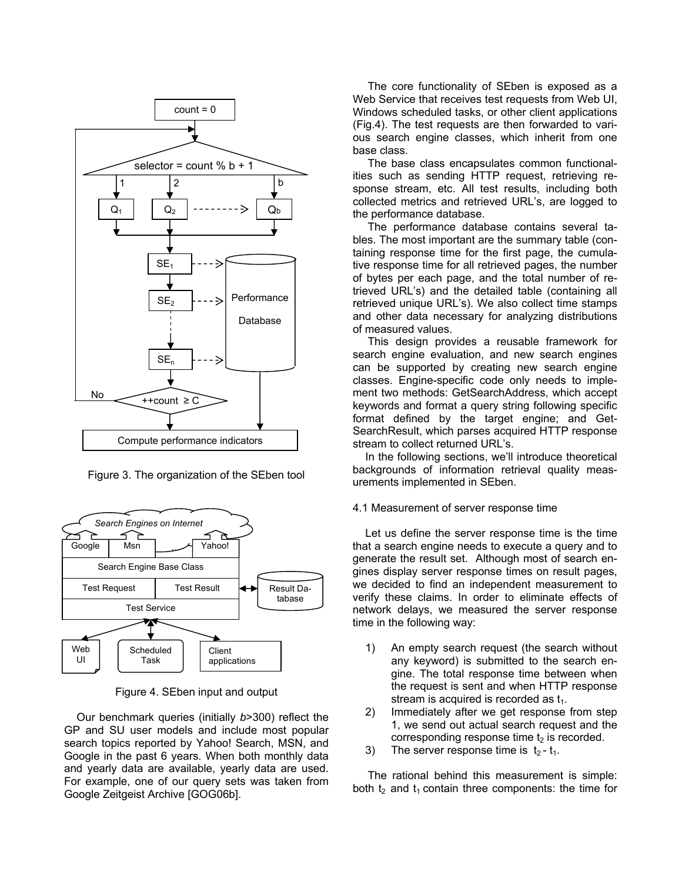Figure 3. The organization of the SEben tool

Figure 4. SEben input and output

Our benchmark queries (initially *b*>300) reflect the GP and SU user models and include most popular search topics reported by Yahoo! Search, MSN, and Google in the past 6 years. When both monthly data and yearly data are available, yearly data are used. For example, one of our query sets was taken from Google Zeitgeist Archive [GOG06b].

The core functionality of SEben is exposed as a Web Service that receives test requests from Web UI, Windows scheduled tasks, or other client applications (Fig.4). The test requests are then forwarded to various search engine classes, which inherit from one base class.

The base class encapsulates common functionalities such as sending HTTP request, retrieving response stream, etc. All test results, including both collected metrics and retrieved URL's, are logged to the performance database.

The performance database contains several tables. The most important are the summary table (containing response time for the first page, the cumulative response time for all retrieved pages, the number of bytes per each page, and the total number of retrieved URL's) and the detailed table (containing all retrieved unique URL's). We also collect time stamps and other data necessary for analyzing distributions of measured values.

This design provides a reusable framework for search engine evaluation, and new search engines can be supported by creating new search engine classes. Engine-specific code only needs to implement two methods: GetSearchAddress, which accept keywords and format a query string following specific format defined by the target engine; and GetSearchResult, which parses acquired HTTP response stream to collect returned URL's.

In the following sections, we'll introduce theoretical backgrounds of information retrieval quality measurements implemented in SEben.

### 4.1 Measurement of server response time

Let us define the server response time is the time that a search engine needs to execute a query and to generate the result set. Although most of search engines display server response times on result pages, we decided to find an independent measurement to verify these claims. In order to eliminate effects of network delays, we measured the server response time in the following way:

1) An empty search request (the search without any keyword) is submitted to the search engine. The total response time between when the request is sent and when HTTP response stream is acquired is recorded as $t_1$.
2) Immediately after we get response from step 1, we send out actual search request and the corresponding response time $t_2$ is recorded.
3) The server response time is $t_2 - t_1$.

The rational behind this measurement is simple: both $t_2$ and $t_1$ contain three components: the time for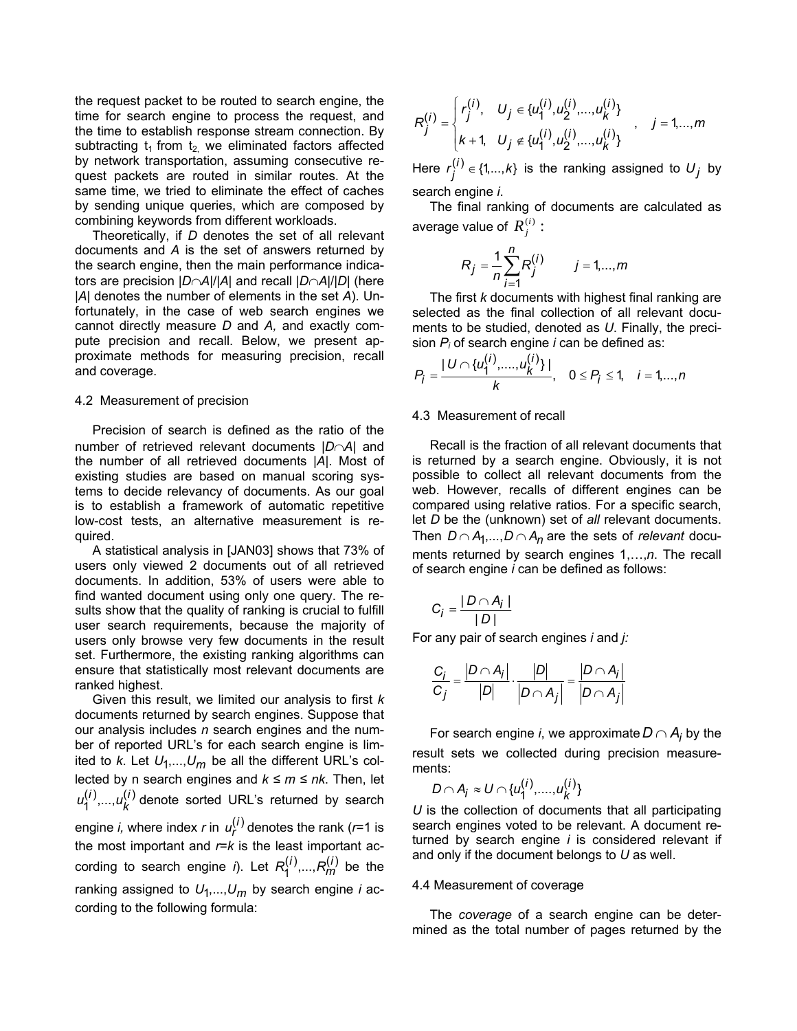the request packet to be routed to search engine, the time for search engine to process the request, and the time to establish response stream connection. By subtracting $t_1$ from $t_2$, we eliminated factors affected by network transportation, assuming consecutive request packets are routed in similar routes. At the same time, we tried to eliminate the effect of caches by sending unique queries, which are composed by combining keywords from different workloads.

Theoretically, if *D* denotes the set of all relevant documents and *A* is the set of answers returned by the search engine, then the main performance indicators are precision $|D \cap A|/|A|$ and recall $|D \cap A|/|D|$ (here $|A|$ denotes the number of elements in the set *A*). Unfortunately, in the case of web search engines we cannot directly measure *D* and *A,* and exactly compute precision and recall. Below, we present approximate methods for measuring precision, recall and coverage.

### 4.2 Measurement of precision

Precision of search is defined as the ratio of the number of retrieved relevant documents $|D \cap A|$ and the number of all retrieved documents $|A|$. Most of existing studies are based on manual scoring systems to decide relevancy of documents. As our goal is to establish a framework of automatic repetitive low-cost tests, an alternative measurement is required.

A statistical analysis in [JAN03] shows that 73% of users only viewed 2 documents out of all retrieved documents. In addition, 53% of users were able to find wanted document using only one query. The results show that the quality of ranking is crucial to fulfill user search requirements, because the majority of users only browse very few documents in the result set. Furthermore, the existing ranking algorithms can ensure that statistically most relevant documents are ranked highest.

Given this result, we limited our analysis to first *k* documents returned by search engines. Suppose that our analysis includes *n* search engines and the number of reported URL's for each search engine is limited to *k*. Let $U_1,...,U_m$ be all the different URL's collected by n search engines and $k \le m \le nk$. Then, let $u_1^{(i)},...,u_k^{(i)}$ denote sorted URL's returned by search engine *i,* where index *r* in $u_r^{(i)}$ denotes the rank ($r$=1 is the most important and $r$=$k$ is the least important according to search engine *i*). Let $R_1^{(i)},...,R_m^{(i)}$ be the ranking assigned to $U_1,...,U_m$ by search engine *i* according to the following formula:

$$
R_j^{(i)} = \begin{cases} r_j^{(i)}, & U_j \in \{u_1^{(i)}, u_2^{(i)}, ..., u_k^{(i)}\} \\ k+1, & U_j \notin \{u_1^{(i)}, u_2^{(i)}, ..., u_k^{(i)}\} \end{cases}, \quad j = 1,...,m
$$

Here $r_j^{(i)} \in \{1,...,k\}$ is the ranking assigned to $U_j$ by search engine *i*.

The final ranking of documents are calculated as average value of $R_j^{(i)}$ :

$$
R_j = \frac{1}{n}\sum_{i=1}^{n} R_j^{(i)} \qquad j = 1,...,m
$$

The first *k* documents with highest final ranking are selected as the final collection of all relevant documents to be studied, denoted as *U*. Finally, the precision $P_i$ of search engine *i* can be defined as:

$$
P_i = \frac{|U \cap \{u_1^{(i)},....,u_k^{(i)}\}|}{k}, \quad 0 \le P_i \le 1, \quad i = 1,...,n
$$

### 4.3 Measurement of recall

Recall is the fraction of all relevant documents that is returned by a search engine. Obviously, it is not possible to collect all relevant documents from the web. However, recalls of different engines can be compared using relative ratios. For a specific search, let *D* be the (unknown) set of *all* relevant documents. Then $D \cap A_1,...,D \cap A_n$ are the sets of *relevant* documents returned by search engines 1,…,*n*. The recall of search engine *i* can be defined as follows:

$$
C_i = \frac{|D \cap A_i|}{|D|}
$$

For any pair of search engines *i* and *j:*

$$
\frac{C_i}{C_j} = \frac{|D \cap A_i|}{|D|} \cdot \frac{|D|}{|D \cap A_j|} = \frac{|D \cap A_i|}{|D \cap A_j|}
$$

For search engine *i*, we approximate $D \cap A_i$ by the result sets we collected during precision measurements:

$$
D \cap A_i \approx U \cap \{u_1^{(i)},....,u_k^{(i)}\}
$$

*U* is the collection of documents that all participating search engines voted to be relevant. A document returned by search engine *i* is considered relevant if and only if the document belongs to *U* as well.

### 4.4 Measurement of coverage

The *coverage* of a search engine can be determined as the total number of pages returned by the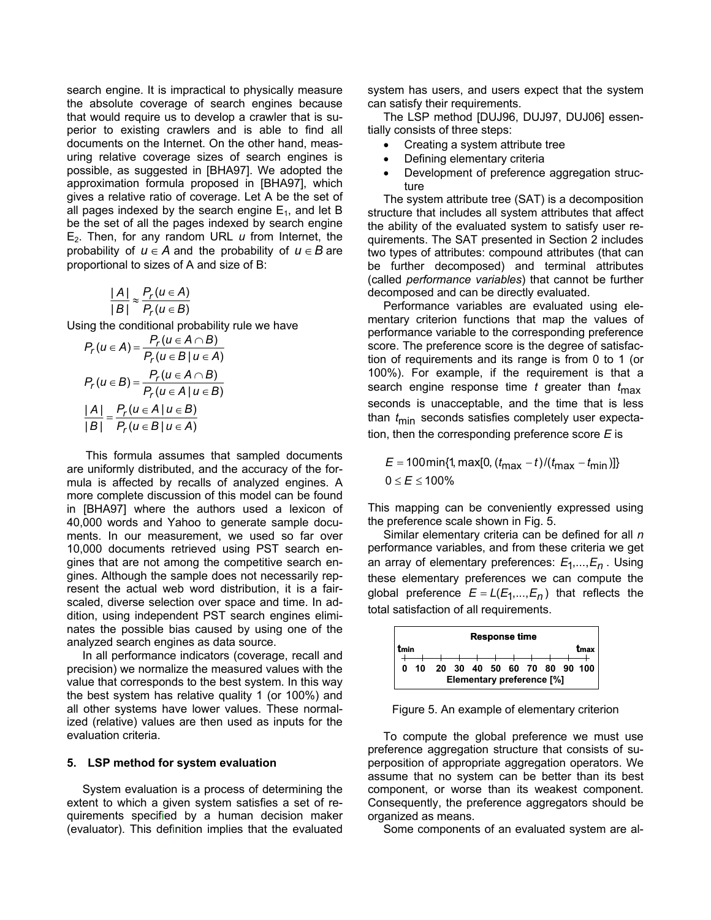search engine. It is impractical to physically measure the absolute coverage of search engines because that would require us to develop a crawler that is superior to existing crawlers and is able to find all documents on the Internet. On the other hand, measuring relative coverage sizes of search engines is possible, as suggested in [BHA97]. We adopted the approximation formula proposed in [BHA97], which gives a relative ratio of coverage. Let A be the set of all pages indexed by the search engine $E_1$, and let B be the set of all the pages indexed by search engine $E_2$. Then, for any random URL $u$ from Internet, the probability of $u \in A$ and the probability of $u \in B$ are proportional to sizes of A and size of B:

$$\frac{|A|}{|B|} \approx \frac{P_r(u \in A)}{P_r(u \in B)}$$

Using the conditional probability rule we have

$$P_r(u \in A) = \frac{P_r(u \in A \cap B)}{P_r(u \in B \mid u \in A)}$$

$$P_r(u \in B) = \frac{P_r(u \in A \cap B)}{P_r(u \in A \mid u \in B)}$$

$$\frac{|A|}{|B|} = \frac{P_r(u \in A \mid u \in B)}{P_r(u \in B \mid u \in A)}$$

This formula assumes that sampled documents are uniformly distributed, and the accuracy of the formula is affected by recalls of analyzed engines. A more complete discussion of this model can be found in [BHA97] where the authors used a lexicon of 40,000 words and Yahoo to generate sample documents. In our measurement, we used so far over 10,000 documents retrieved using PST search engines that are not among the competitive search engines. Although the sample does not necessarily represent the actual web word distribution, it is a fair-scaled, diverse selection over space and time. In addition, using independent PST search engines eliminates the possible bias caused by using one of the analyzed search engines as data source.

In all performance indicators (coverage, recall and precision) we normalize the measured values with the value that corresponds to the best system. In this way the best system has relative quality 1 (or 100%) and all other systems have lower values. These normalized (relative) values are then used as inputs for the evaluation criteria.

## 5. LSP method for system evaluation

System evaluation is a process of determining the extent to which a given system satisfies a set of requirements specified by a human decision maker (evaluator). This definition implies that the evaluated system has users, and users expect that the system can satisfy their requirements.

The LSP method [DUJ96, DUJ97, DUJ06] essentially consists of three steps:

- Creating a system attribute tree
- Defining elementary criteria
- Development of preference aggregation structure

The system attribute tree (SAT) is a decomposition structure that includes all system attributes that affect the ability of the evaluated system to satisfy user requirements. The SAT presented in Section 2 includes two types of attributes: compound attributes (that can be further decomposed) and terminal attributes (called *performance variables*) that cannot be further decomposed and can be directly evaluated.

Performance variables are evaluated using elementary criterion functions that map the values of performance variable to the corresponding preference score. The preference score is the degree of satisfaction of requirements and its range is from 0 to 1 (or 100%). For example, if the requirement is that a search engine response time $t$ greater than $t_{\max}$ seconds is unacceptable, and the time that is less than $t_{\min}$ seconds satisfies completely user expectation, then the corresponding preference score $E$ is

$$E = 100 \min\{1, \max[0, (t_{\max} - t)/(t_{\max} - t_{\min})]\}$$
$$0 \le E \le 100\%$$

This mapping can be conveniently expressed using the preference scale shown in Fig. 5.

Similar elementary criteria can be defined for all $n$ performance variables, and from these criteria we get an array of elementary preferences: $E_1,...,E_n$. Using these elementary preferences we can compute the global preference $E = L(E_1,...,E_n)$ that reflects the total satisfaction of all requirements.

**Response time**

$t_{\min}$ ... $t_{\max}$

0 10 20 30 40 50 60 70 80 90 100

Elementary preference [%]

Figure 5. An example of elementary criterion

To compute the global preference we must use preference aggregation structure that consists of superposition of appropriate aggregation operators. We assume that no system can be better than its best component, or worse than its weakest component. Consequently, the preference aggregators should be organized as means.

Some components of an evaluated system are al-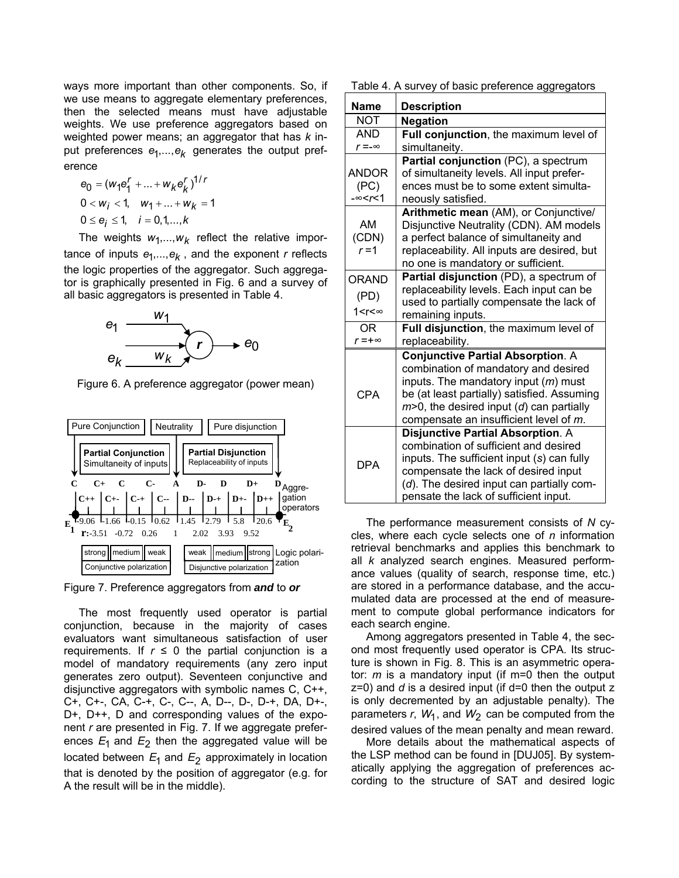ways more important than other components. So, if we use means to aggregate elementary preferences, then the selected means must have adjustable weights. We use preference aggregators based on weighted power means; an aggregator that has $k$ input preferences $e_1,...,e_k$ generates the output preference

$$e_0 = (w_1 e_1^r + ... + w_k e_k^r)^{1/r}$$
$$0 < w_i < 1, \quad w_1 + ... + w_k = 1$$
$$0 \le e_i \le 1, \quad i = 0,1,...,k$$

The weights $w_1,...,w_k$ reflect the relative importance of inputs $e_1,...,e_k$, and the exponent $r$ reflects the logic properties of the aggregator. Such aggregator is graphically presented in Fig. 6 and a survey of all basic aggregators is presented in Table 4.

Figure 6. A preference aggregator (power mean)

Figure 7. Preference aggregators from ***and*** to ***or***

The most frequently used operator is partial conjunction, because in the majority of cases evaluators want simultaneous satisfaction of user requirements. If $r \le 0$ the partial conjunction is a model of mandatory requirements (any zero input generates zero output). Seventeen conjunctive and disjunctive aggregators with symbolic names C, C++, C+, C+-, CA, C-+, C-, C--, A, D--, D-, D-+, DA, D+-, D+, D++, D and corresponding values of the exponent $r$ are presented in Fig. 7. If we aggregate preferences $E_1$ and $E_2$ then the aggregated value will be located between $E_1$ and $E_2$ approximately in location that is denoted by the position of aggregator (e.g. for A the result will be in the middle).

Table 4. A survey of basic preference aggregators

| Name | Description |
|---|---|
| NOT | **Negation** |
| AND $r = -\infty$ | **Full conjunction**, the maximum level of simultaneity. |
| ANDOR (PC) $-\infty < r < 1$ | **Partial conjunction** (PC), a spectrum of simultaneity levels. All input preferences must be to some extent simultaneously satisfied. |
| AM (CDN) $r = 1$ | **Arithmetic mean** (AM), or Conjunctive/ Disjunctive Neutrality (CDN). AM models a perfect balance of simultaneity and replaceability. All inputs are desired, but no one is mandatory or sufficient. |
| ORAND (PD) $1 < r < \infty$ | **Partial disjunction** (PD), a spectrum of replaceability levels. Each input can be used to partially compensate the lack of remaining inputs. |
| OR $r = +\infty$ | **Full disjunction**, the maximum level of replaceability. |
| CPA | **Conjunctive Partial Absorption**. A combination of mandatory and desired inputs. The mandatory input ($m$) must be (at least partially) satisfied. Assuming $m > 0$, the desired input ($d$) can partially compensate an insufficient level of $m$. |
| DPA | **Disjunctive Partial Absorption**. A combination of sufficient and desired inputs. The sufficient input ($s$) can fully compensate the lack of desired input ($d$). The desired input can partially compensate the lack of sufficient input. |

The performance measurement consists of $N$ cycles, where each cycle selects one of $n$ information retrieval benchmarks and applies this benchmark to all $k$ analyzed search engines. Measured performance values (quality of search, response time, etc.) are stored in a performance database, and the accumulated data are processed at the end of measurement to compute global performance indicators for each search engine.

Among aggregators presented in Table 4, the second most frequently used operator is CPA. Its structure is shown in Fig. 8. This is an asymmetric operator: $m$ is a mandatory input (if m=0 then the output z=0) and $d$ is a desired input (if d=0 then the output z is only decremented by an adjustable penalty). The parameters $r$, $W_1$, and $W_2$ can be computed from the desired values of the mean penalty and mean reward.

More details about the mathematical aspects of the LSP method can be found in [DUJ05]. By systematically applying the aggregation of preferences according to the structure of SAT and desired logic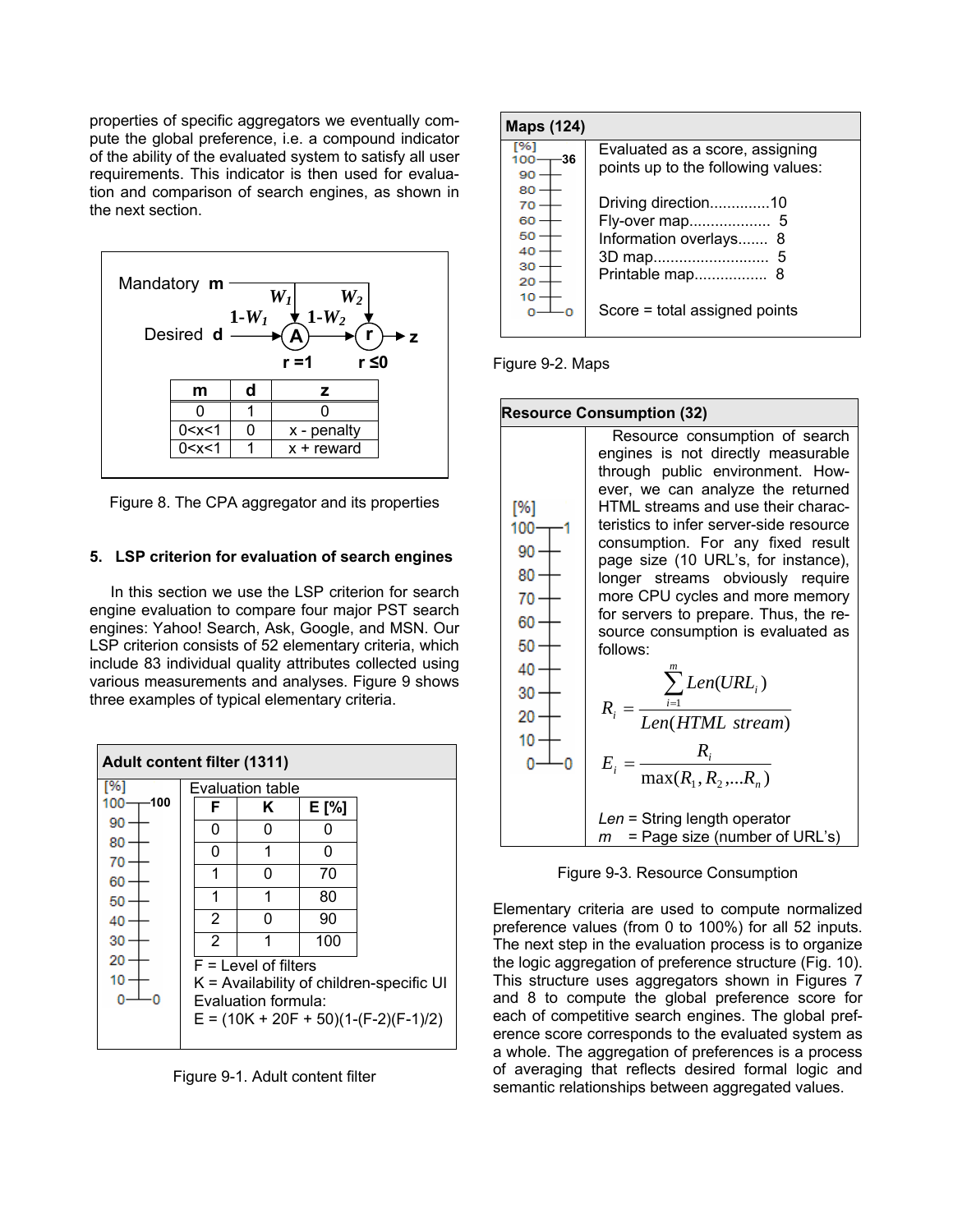properties of specific aggregators we eventually compute the global preference, i.e. a compound indicator of the ability of the evaluated system to satisfy all user requirements. This indicator is then used for evaluation and comparison of search engines, as shown in the next section.

Mandatory **m**, Desired **d**, $W_1$, $1-W_1$, $W_2$, $1-W_2$, A ($r=1$), r ($r \le 0$), z

| m | d | z |
|---|---|---|
| 0 | 1 | 0 |
| 0<x<1 | 0 | x - penalty |
| 0<x<1 | 1 | x + reward |

Figure 8. The CPA aggregator and its properties

## 5. LSP criterion for evaluation of search engines

In this section we use the LSP criterion for search engine evaluation to compare four major PST search engines: Yahoo! Search, Ask, Google, and MSN. Our LSP criterion consists of 52 elementary criteria, which include 83 individual quality attributes collected using various measurements and analyses. Figure 9 shows three examples of typical elementary criteria.

**Adult content filter (1311)**

[%] scale: 100 → 100, 0 → 0

Evaluation table

| F | K | E [%] |
|---|---|---|
| 0 | 0 | 0 |
| 0 | 1 | 0 |
| 1 | 0 | 70 |
| 1 | 1 | 80 |
| 2 | 0 | 90 |
| 2 | 1 | 100 |

F = Level of filters
K = Availability of children-specific UI
Evaluation formula:
$E = (10K + 20F + 50)(1-(F-2)(F-1)/2)$

Figure 9-1. Adult content filter

**Maps (124)**

[%] scale: 100 → 36, 0 → 0

Evaluated as a score, assigning points up to the following values:

Driving direction..............10
Fly-over map................... 5
Information overlays....... 8
3D map........................... 5
Printable map................. 8

Score = total assigned points

Figure 9-2. Maps

**Resource Consumption (32)**

[%] scale: 100 → 1, 0 → 0

Resource consumption of search engines is not directly measurable through public environment. However, we can analyze the returned HTML streams and use their characteristics to infer server-side resource consumption. For any fixed result page size (10 URL's, for instance), longer streams obviously require more CPU cycles and more memory for servers to prepare. Thus, the resource consumption is evaluated as follows:

$$R_i = \frac{\sum_{i=1}^{m} Len(URL_i)}{Len(HTML\ stream)}$$

$$E_i = \frac{R_i}{\max(R_1, R_2, \ldots R_n)}$$

*Len* = String length operator
*m* = Page size (number of URL's)

Figure 9-3. Resource Consumption

Elementary criteria are used to compute normalized preference values (from 0 to 100%) for all 52 inputs. The next step in the evaluation process is to organize the logic aggregation of preference structure (Fig. 10). This structure uses aggregators shown in Figures 7 and 8 to compute the global preference score for each of competitive search engines. The global preference score corresponds to the evaluated system as a whole. The aggregation of preferences is a process of averaging that reflects desired formal logic and semantic relationships between aggregated values.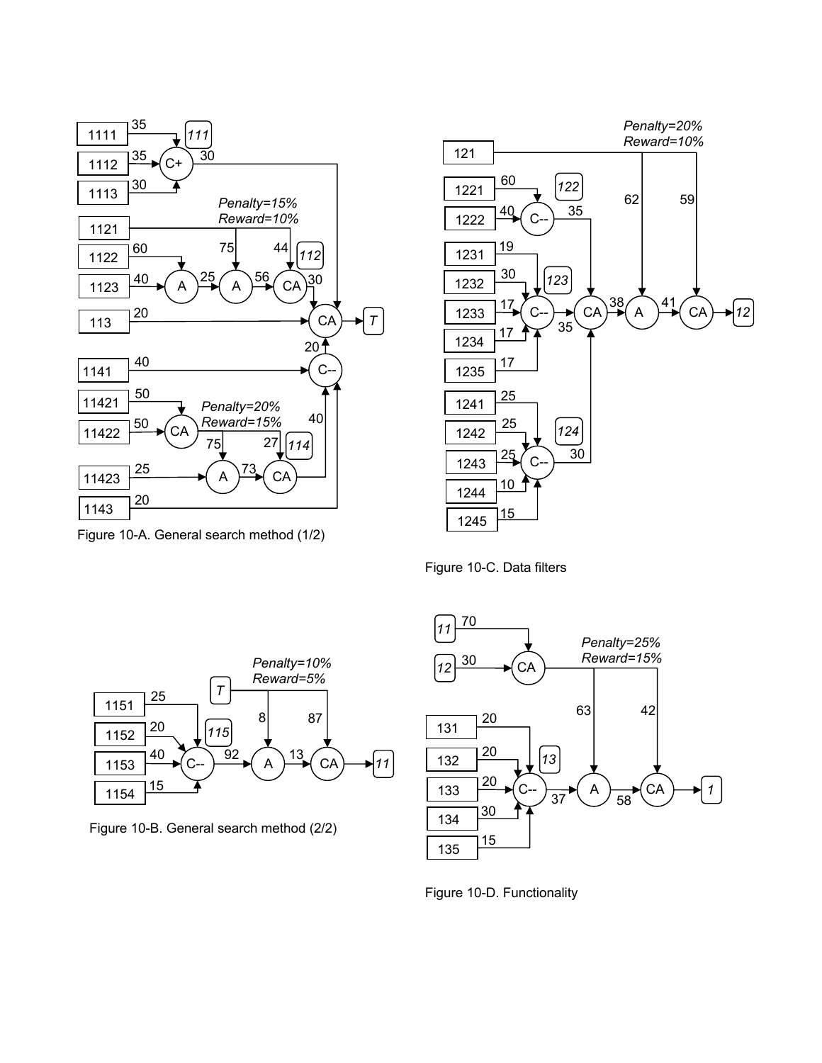Figure 10-A. General search method (1/2)

Figure 10-C. Data filters

Figure 10-B. General search method (2/2)

Figure 10-D. Functionality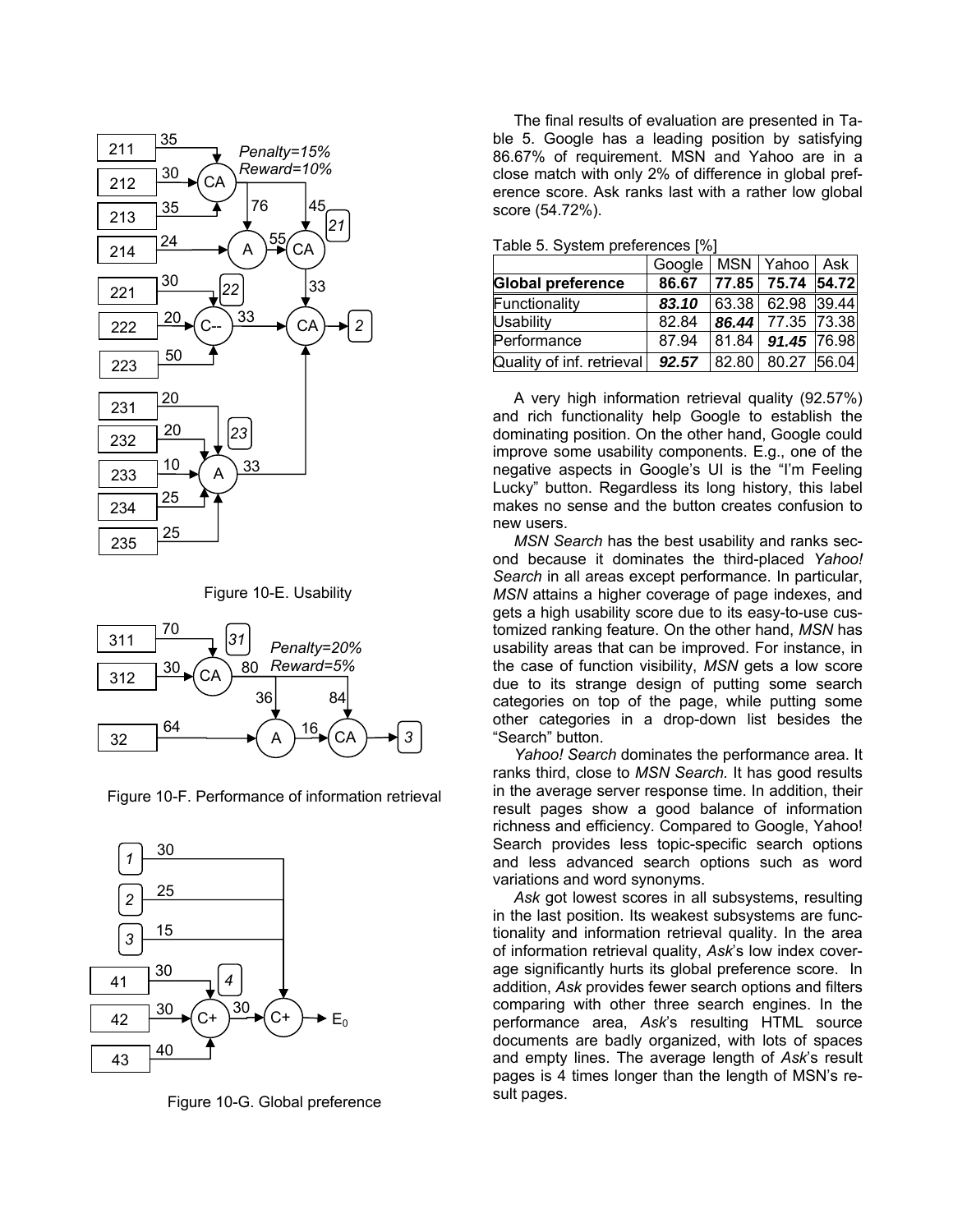Figure 10-E. Usability

Figure 10-F. Performance of information retrieval

Figure 10-G. Global preference

The final results of evaluation are presented in Table 5. Google has a leading position by satisfying 86.67% of requirement. MSN and Yahoo are in a close match with only 2% of difference in global preference score. Ask ranks last with a rather low global score (54.72%).

Table 5. System preferences [%]

| | Google | MSN | Yahoo | Ask |
|---|---|---|---|---|
| **Global preference** | **86.67** | **77.85** | **75.74** | **54.72** |
| Functionality | ***83.10*** | 63.38 | 62.98 | 39.44 |
| Usability | 82.84 | ***86.44*** | 77.35 | 73.38 |
| Performance | 87.94 | 81.84 | ***91.45*** | 76.98 |
| Quality of inf. retrieval | ***92.57*** | 82.80 | 80.27 | 56.04 |

A very high information retrieval quality (92.57%) and rich functionality help Google to establish the dominating position. On the other hand, Google could improve some usability components. E.g., one of the negative aspects in Google's UI is the "I'm Feeling Lucky" button. Regardless its long history, this label makes no sense and the button creates confusion to new users.

*MSN Search* has the best usability and ranks second because it dominates the third-placed *Yahoo! Search* in all areas except performance. In particular, *MSN* attains a higher coverage of page indexes, and gets a high usability score due to its easy-to-use customized ranking feature. On the other hand, *MSN* has usability areas that can be improved. For instance, in the case of function visibility, *MSN* gets a low score due to its strange design of putting some search categories on top of the page, while putting some other categories in a drop-down list besides the "Search" button.

*Yahoo! Search* dominates the performance area. It ranks third, close to *MSN Search*. It has good results in the average server response time. In addition, their result pages show a good balance of information richness and efficiency. Compared to Google, Yahoo! Search provides less topic-specific search options and less advanced search options such as word variations and word synonyms.

*Ask* got lowest scores in all subsystems, resulting in the last position. Its weakest subsystems are functionality and information retrieval quality. In the area of information retrieval quality, *Ask*'s low index coverage significantly hurts its global preference score. In addition, *Ask* provides fewer search options and filters comparing with other three search engines. In the performance area, *Ask*'s resulting HTML source documents are badly organized, with lots of spaces and empty lines. The average length of *Ask*'s result pages is 4 times longer than the length of MSN's result pages.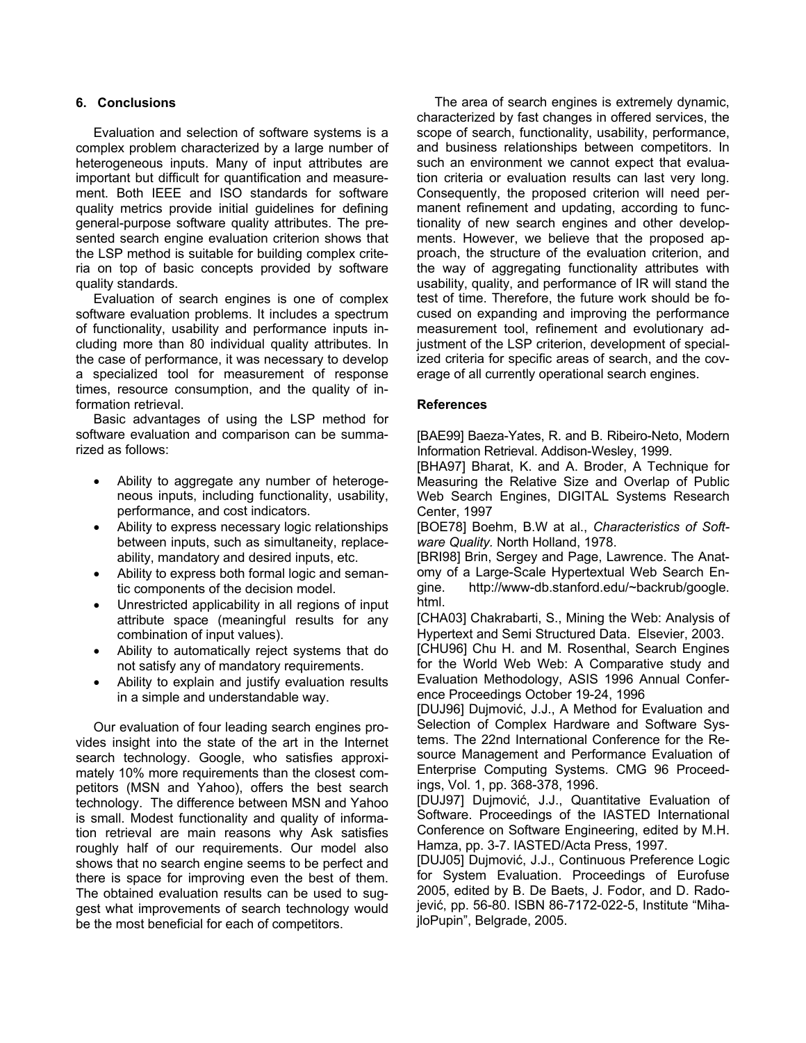## 6. Conclusions

Evaluation and selection of software systems is a complex problem characterized by a large number of heterogeneous inputs. Many of input attributes are important but difficult for quantification and measurement. Both IEEE and ISO standards for software quality metrics provide initial guidelines for defining general-purpose software quality attributes. The presented search engine evaluation criterion shows that the LSP method is suitable for building complex criteria on top of basic concepts provided by software quality standards.

Evaluation of search engines is one of complex software evaluation problems. It includes a spectrum of functionality, usability and performance inputs including more than 80 individual quality attributes. In the case of performance, it was necessary to develop a specialized tool for measurement of response times, resource consumption, and the quality of information retrieval.

Basic advantages of using the LSP method for software evaluation and comparison can be summarized as follows:

- Ability to aggregate any number of heterogeneous inputs, including functionality, usability, performance, and cost indicators.
- Ability to express necessary logic relationships between inputs, such as simultaneity, replaceability, mandatory and desired inputs, etc.
- Ability to express both formal logic and semantic components of the decision model.
- Unrestricted applicability in all regions of input attribute space (meaningful results for any combination of input values).
- Ability to automatically reject systems that do not satisfy any of mandatory requirements.
- Ability to explain and justify evaluation results in a simple and understandable way.

Our evaluation of four leading search engines provides insight into the state of the art in the Internet search technology. Google, who satisfies approximately 10% more requirements than the closest competitors (MSN and Yahoo), offers the best search technology. The difference between MSN and Yahoo is small. Modest functionality and quality of information retrieval are main reasons why Ask satisfies roughly half of our requirements. Our model also shows that no search engine seems to be perfect and there is space for improving even the best of them. The obtained evaluation results can be used to suggest what improvements of search technology would be the most beneficial for each of competitors.

The area of search engines is extremely dynamic, characterized by fast changes in offered services, the scope of search, functionality, usability, performance, and business relationships between competitors. In such an environment we cannot expect that evaluation criteria or evaluation results can last very long. Consequently, the proposed criterion will need permanent refinement and updating, according to functionality of new search engines and other developments. However, we believe that the proposed approach, the structure of the evaluation criterion, and the way of aggregating functionality attributes with usability, quality, and performance of IR will stand the test of time. Therefore, the future work should be focused on expanding and improving the performance measurement tool, refinement and evolutionary adjustment of the LSP criterion, development of specialized criteria for specific areas of search, and the coverage of all currently operational search engines.

## References

[BAE99] Baeza-Yates, R. and B. Ribeiro-Neto, Modern Information Retrieval. Addison-Wesley, 1999.

[BHA97] Bharat, K. and A. Broder, A Technique for Measuring the Relative Size and Overlap of Public Web Search Engines, DIGITAL Systems Research Center, 1997

[BOE78] Boehm, B.W at al., *Characteristics of Software Quality.* North Holland, 1978.

[BRI98] Brin, Sergey and Page, Lawrence. The Anatomy of a Large-Scale Hypertextual Web Search Engine. http://www-db.stanford.edu/~backrub/google.html.

[CHA03] Chakrabarti, S., Mining the Web: Analysis of Hypertext and Semi Structured Data. Elsevier, 2003.

[CHU96] Chu H. and M. Rosenthal, Search Engines for the World Web Web: A Comparative study and Evaluation Methodology, ASIS 1996 Annual Conference Proceedings October 19-24, 1996

[DUJ96] Dujmović, J.J., A Method for Evaluation and Selection of Complex Hardware and Software Systems. The 22nd International Conference for the Resource Management and Performance Evaluation of Enterprise Computing Systems. CMG 96 Proceedings, Vol. 1, pp. 368-378, 1996.

[DUJ97] Dujmović, J.J., Quantitative Evaluation of Software. Proceedings of the IASTED International Conference on Software Engineering, edited by M.H. Hamza, pp. 3-7. IASTED/Acta Press, 1997.

[DUJ05] Dujmović, J.J., Continuous Preference Logic for System Evaluation. Proceedings of Eurofuse 2005, edited by B. De Baets, J. Fodor, and D. Radojević, pp. 56-80. ISBN 86-7172-022-5, Institute "MihajloPupin", Belgrade, 2005.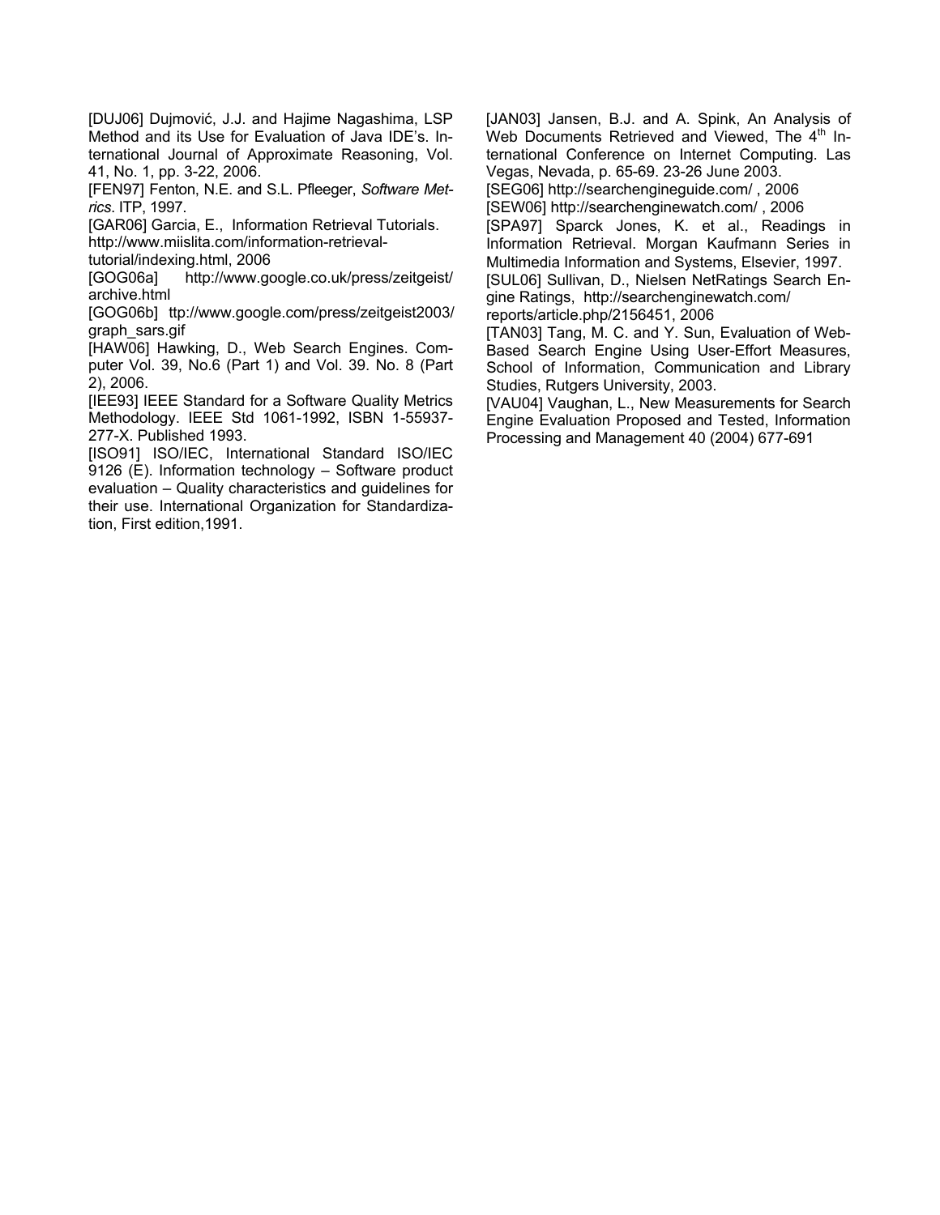[DUJ06] Dujmović, J.J. and Hajime Nagashima, LSP Method and its Use for Evaluation of Java IDE's. International Journal of Approximate Reasoning, Vol. 41, No. 1, pp. 3-22, 2006.

[FEN97] Fenton, N.E. and S.L. Pfleeger, *Software Metrics*. ITP, 1997.

[GAR06] Garcia, E., Information Retrieval Tutorials. http://www.miislita.com/information-retrieval-tutorial/indexing.html, 2006

[GOG06a] http://www.google.co.uk/press/zeitgeist/archive.html

[GOG06b] ttp://www.google.com/press/zeitgeist2003/graph_sars.gif

[HAW06] Hawking, D., Web Search Engines. Computer Vol. 39, No.6 (Part 1) and Vol. 39. No. 8 (Part 2), 2006.

[IEE93] IEEE Standard for a Software Quality Metrics Methodology. IEEE Std 1061-1992, ISBN 1-55937-277-X. Published 1993.

[ISO91] ISO/IEC, International Standard ISO/IEC 9126 (E). Information technology – Software product evaluation – Quality characteristics and guidelines for their use. International Organization for Standardization, First edition,1991.

[JAN03] Jansen, B.J. and A. Spink, An Analysis of Web Documents Retrieved and Viewed, The 4th International Conference on Internet Computing. Las Vegas, Nevada, p. 65-69. 23-26 June 2003.

[SEG06] http://searchengineguide.com/ , 2006

[SEW06] http://searchenginewatch.com/ , 2006

[SPA97] Sparck Jones, K. et al., Readings in Information Retrieval. Morgan Kaufmann Series in Multimedia Information and Systems, Elsevier, 1997.

[SUL06] Sullivan, D., Nielsen NetRatings Search Engine Ratings, http://searchenginewatch.com/reports/article.php/2156451, 2006

[TAN03] Tang, M. C. and Y. Sun, Evaluation of Web-Based Search Engine Using User-Effort Measures, School of Information, Communication and Library Studies, Rutgers University, 2003.

[VAU04] Vaughan, L., New Measurements for Search Engine Evaluation Proposed and Tested, Information Processing and Management 40 (2004) 677-691